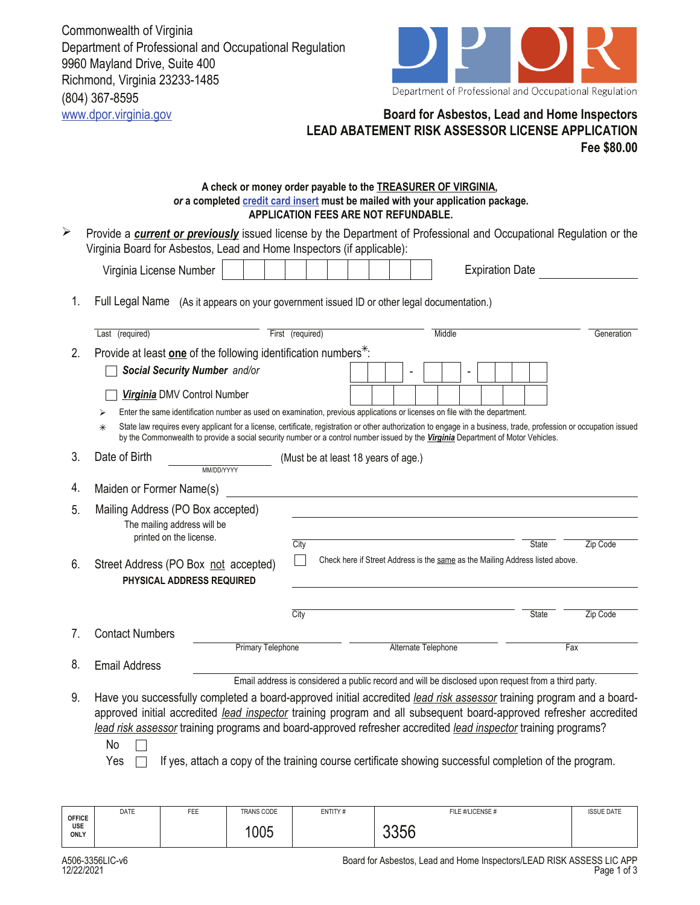Commonwealth of Virginia
Department of Professional and Occupational Regulation
9960 Mayland Drive, Suite 400
Richmond, Virginia 23233-1485
(804) 367-8595
www.dpor.virginia.gov

DPOR
Department of Professional and Occupational Regulation

## Board for Asbestos, Lead and Home Inspectors
## LEAD ABATEMENT RISK ASSESSOR LICENSE APPLICATION
## Fee $80.00

**A check or money order payable to the TREASURER OF VIRGINIA,**
***or* a completed credit card insert must be mailed with your application package.**
**APPLICATION FEES ARE NOT REFUNDABLE.**

- Provide a ***current or previously*** issued license by the Department of Professional and Occupational Regulation or the Virginia Board for Asbestos, Lead and Home Inspectors (if applicable):

  Virginia License Number ☐☐☐☐☐☐☐☐☐☐ Expiration Date ____________

1. Full Legal Name (As it appears on your government issued ID or other legal documentation.)

   ____________ Last (required) ____________ First (required) ____________ Middle ____________ Generation

2. Provide at least **one** of the following identification numbers*:

   ☐ ***Social Security Number*** *and/or* ☐☐☐ - ☐☐ - ☐☐☐☐

   ☐ ***Virginia*** DMV Control Number ☐☐☐☐☐☐☐☐☐

   - Enter the same identification number as used on examination, previous applications or licenses on file with the department.
   - \* State law requires every applicant for a license, certificate, registration or other authorization to engage in a business, trade, profession or occupation issued by the Commonwealth to provide a social security number or a control number issued by the ***Virginia*** Department of Motor Vehicles.

3. Date of Birth ____________ MM/DD/YYYY (Must be at least 18 years of age.)

4. Maiden or Former Name(s) ____________

5. Mailing Address (PO Box accepted)
   The mailing address will be printed on the license.

   ____________
   City ____________ State ____________ Zip Code ____________

6. Street Address (PO Box not accepted)
   **PHYSICAL ADDRESS REQUIRED**

   ☐ Check here if Street Address is the same as the Mailing Address listed above.

   ____________
   City ____________ State ____________ Zip Code ____________

7. Contact Numbers ____________ Primary Telephone ____________ Alternate Telephone ____________ Fax

8. Email Address ____________
   Email address is considered a public record and will be disclosed upon request from a third party.

9. Have you successfully completed a board-approved initial accredited *lead risk assessor* training program and a board-approved initial accredited *lead inspector* training program and all subsequent board-approved refresher accredited *lead risk assessor* training programs and board-approved refresher accredited *lead inspector* training programs?

   No ☐
   Yes ☐ If yes, attach a copy of the training course certificate showing successful completion of the program.

| OFFICE USE ONLY | DATE | FEE | TRANS CODE | ENTITY # | FILE #/LICENSE # | ISSUE DATE |
|---|---|---|---|---|---|---|
| | | | 1005 | | 3356 | |

A506-3356LIC-v6
12/22/2021

Board for Asbestos, Lead and Home Inspectors/LEAD RISK ASSESS LIC APP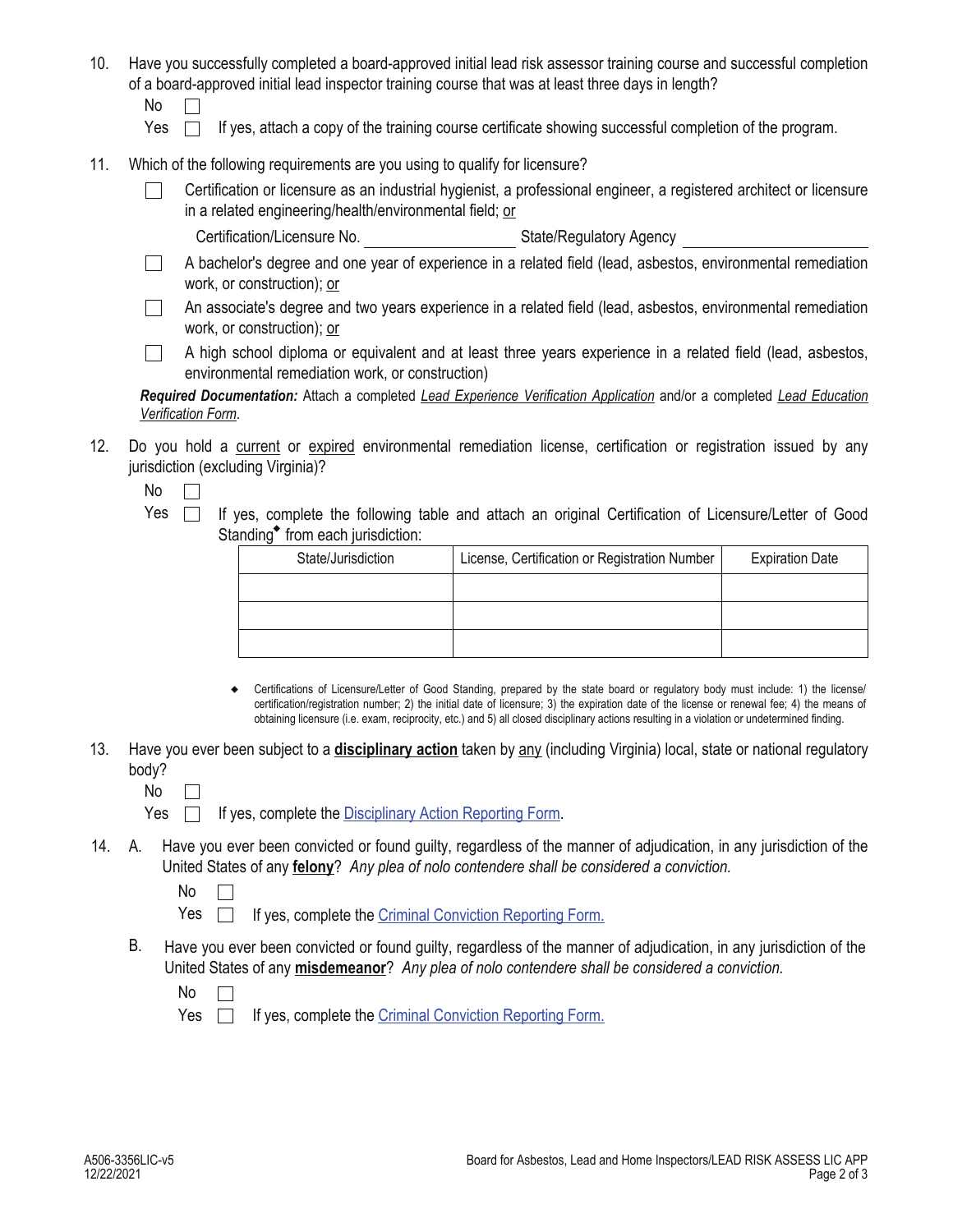10. Have you successfully completed a board-approved initial lead risk assessor training course and successful completion of a board-approved initial lead inspector training course that was at least three days in length?

    No ☐

    Yes ☐ If yes, attach a copy of the training course certificate showing successful completion of the program.

11. Which of the following requirements are you using to qualify for licensure?

    ☐ Certification or licensure as an industrial hygienist, a professional engineer, a registered architect or licensure in a related engineering/health/environmental field; <u>or</u>

    Certification/Licensure No. ____________________ State/Regulatory Agency ____________________

    ☐ A bachelor's degree and one year of experience in a related field (lead, asbestos, environmental remediation work, or construction); <u>or</u>

    ☐ An associate's degree and two years experience in a related field (lead, asbestos, environmental remediation work, or construction); <u>or</u>

    ☐ A high school diploma or equivalent and at least three years experience in a related field (lead, asbestos, environmental remediation work, or construction)

    ***Required Documentation:*** Attach a completed <u>*Lead Experience Verification Application*</u> and/or a completed <u>*Lead Education Verification Form*</u>.

12. Do you hold a <u>current</u> or <u>expired</u> environmental remediation license, certification or registration issued by any jurisdiction (excluding Virginia)?

    No ☐

    Yes ☐ If yes, complete the following table and attach an original Certification of Licensure/Letter of Good Standing◆ from each jurisdiction:

| State/Jurisdiction | License, Certification or Registration Number | Expiration Date |
|---|---|---|
| | | |
| | | |
| | | |

◆ Certifications of Licensure/Letter of Good Standing, prepared by the state board or regulatory body must include: 1) the license/certification/registration number; 2) the initial date of licensure; 3) the expiration date of the license or renewal fee; 4) the means of obtaining licensure (i.e. exam, reciprocity, etc.) and 5) all closed disciplinary actions resulting in a violation or undetermined finding.

13. Have you ever been subject to a **<u>disciplinary action</u>** taken by <u>any</u> (including Virginia) local, state or national regulatory body?

    No ☐

    Yes ☐ If yes, complete the Disciplinary Action Reporting Form.

14. A. Have you ever been convicted or found guilty, regardless of the manner of adjudication, in any jurisdiction of the United States of any **<u>felony</u>**? *Any plea of nolo contendere shall be considered a conviction.*

    No ☐

    Yes ☐ If yes, complete the Criminal Conviction Reporting Form.

    B. Have you ever been convicted or found guilty, regardless of the manner of adjudication, in any jurisdiction of the United States of any **<u>misdemeanor</u>**? *Any plea of nolo contendere shall be considered a conviction.*

    No ☐

    Yes ☐ If yes, complete the Criminal Conviction Reporting Form.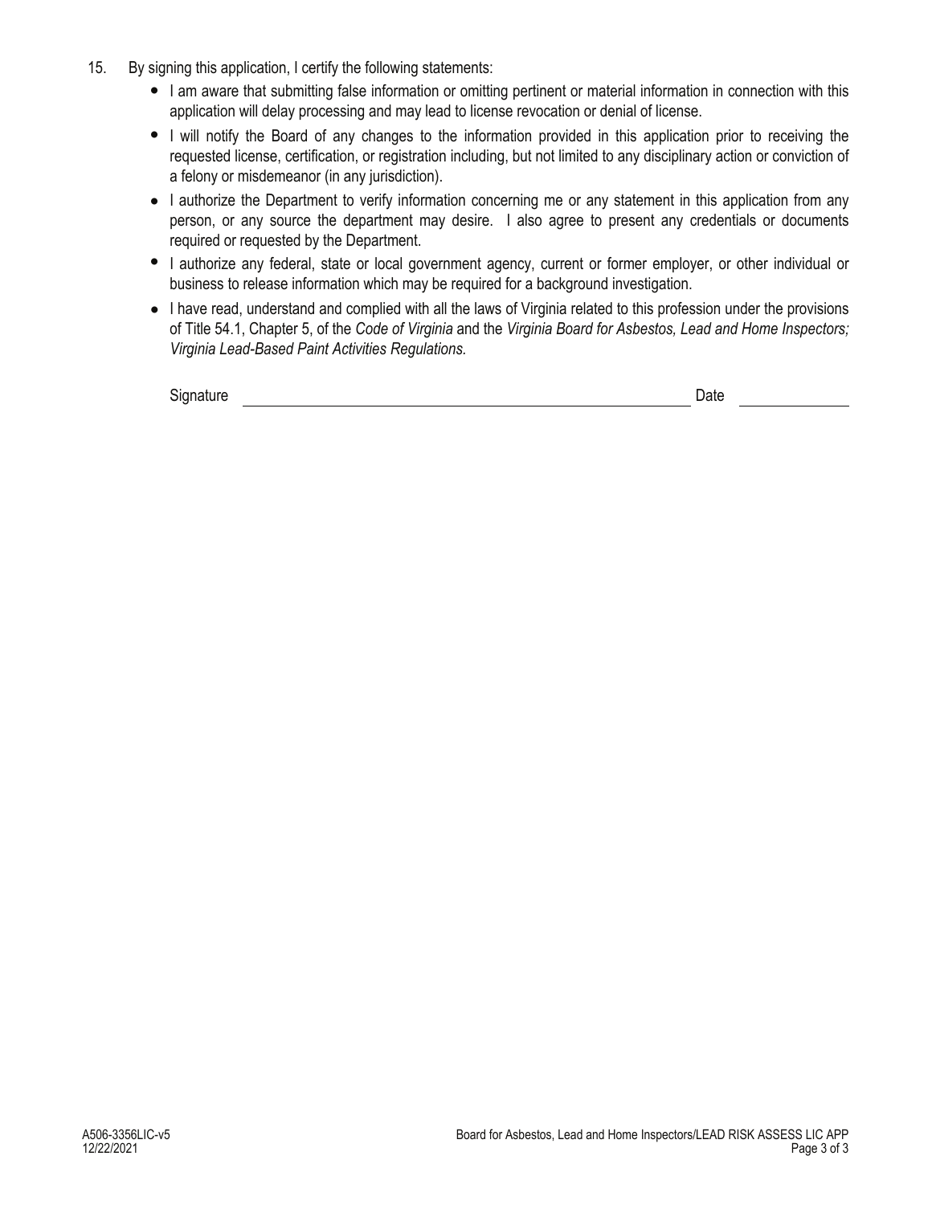15. By signing this application, I certify the following statements:
    - I am aware that submitting false information or omitting pertinent or material information in connection with this application will delay processing and may lead to license revocation or denial of license.
    - I will notify the Board of any changes to the information provided in this application prior to receiving the requested license, certification, or registration including, but not limited to any disciplinary action or conviction of a felony or misdemeanor (in any jurisdiction).
    - I authorize the Department to verify information concerning me or any statement in this application from any person, or any source the department may desire. I also agree to present any credentials or documents required or requested by the Department.
    - I authorize any federal, state or local government agency, current or former employer, or other individual or business to release information which may be required for a background investigation.
    - I have read, understand and complied with all the laws of Virginia related to this profession under the provisions of Title 54.1, Chapter 5, of the *Code of Virginia* and the *Virginia Board for Asbestos, Lead and Home Inspectors; Virginia Lead-Based Paint Activities Regulations.*

Signature ______________________________ Date ______________